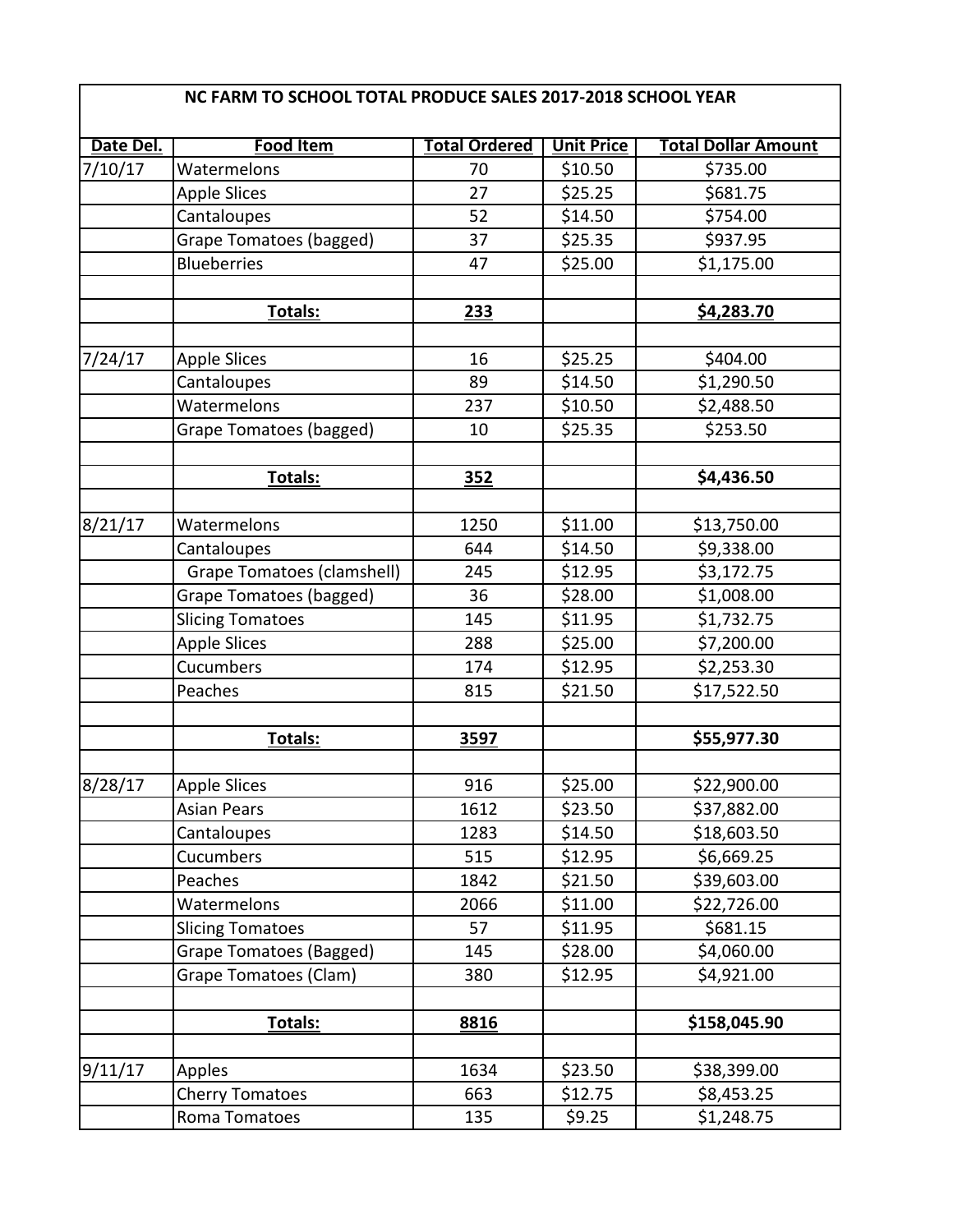| NC FARM TO SCHOOL TOTAL PRODUCE SALES 2017-2018 SCHOOL YEAR | | | | |
|---|---|---|---|---|
| **Date Del.** | **Food Item** | **Total Ordered** | **Unit Price** | **Total Dollar Amount** |
| 7/10/17 | Watermelons | 70 | $10.50 | $735.00 |
| | Apple Slices | 27 | $25.25 | $681.75 |
| | Cantaloupes | 52 | $14.50 | $754.00 |
| | Grape Tomatoes (bagged) | 37 | $25.35 | $937.95 |
| | Blueberries | 47 | $25.00 | $1,175.00 |
| | | | | |
| | **Totals:** | **233** | | **$4,283.70** |
| | | | | |
| 7/24/17 | Apple Slices | 16 | $25.25 | $404.00 |
| | Cantaloupes | 89 | $14.50 | $1,290.50 |
| | Watermelons | 237 | $10.50 | $2,488.50 |
| | Grape Tomatoes (bagged) | 10 | $25.35 | $253.50 |
| | | | | |
| | **Totals:** | **352** | | **$4,436.50** |
| | | | | |
| 8/21/17 | Watermelons | 1250 | $11.00 | $13,750.00 |
| | Cantaloupes | 644 | $14.50 | $9,338.00 |
| | Grape Tomatoes (clamshell) | 245 | $12.95 | $3,172.75 |
| | Grape Tomatoes (bagged) | 36 | $28.00 | $1,008.00 |
| | Slicing Tomatoes | 145 | $11.95 | $1,732.75 |
| | Apple Slices | 288 | $25.00 | $7,200.00 |
| | Cucumbers | 174 | $12.95 | $2,253.30 |
| | Peaches | 815 | $21.50 | $17,522.50 |
| | | | | |
| | **Totals:** | **3597** | | **$55,977.30** |
| | | | | |
| 8/28/17 | Apple Slices | 916 | $25.00 | $22,900.00 |
| | Asian Pears | 1612 | $23.50 | $37,882.00 |
| | Cantaloupes | 1283 | $14.50 | $18,603.50 |
| | Cucumbers | 515 | $12.95 | $6,669.25 |
| | Peaches | 1842 | $21.50 | $39,603.00 |
| | Watermelons | 2066 | $11.00 | $22,726.00 |
| | Slicing Tomatoes | 57 | $11.95 | $681.15 |
| | Grape Tomatoes (Bagged) | 145 | $28.00 | $4,060.00 |
| | Grape Tomatoes (Clam) | 380 | $12.95 | $4,921.00 |
| | | | | |
| | **Totals:** | **8816** | | **$158,045.90** |
| | | | | |
| 9/11/17 | Apples | 1634 | $23.50 | $38,399.00 |
| | Cherry Tomatoes | 663 | $12.75 | $8,453.25 |
| | Roma Tomatoes | 135 | $9.25 | $1,248.75 |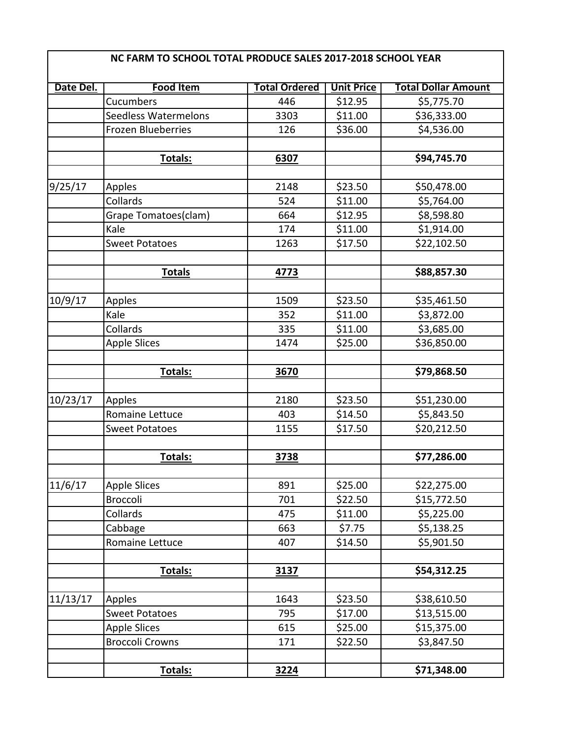| NC FARM TO SCHOOL TOTAL PRODUCE SALES 2017-2018 SCHOOL YEAR | | | | |
|---|---|---|---|---|
| **Date Del.** | **Food Item** | **Total Ordered** | **Unit Price** | **Total Dollar Amount** |
| | Cucumbers | 446 | $12.95 | $5,775.70 |
| | Seedless Watermelons | 3303 | $11.00 | $36,333.00 |
| | Frozen Blueberries | 126 | $36.00 | $4,536.00 |
| | | | | |
| | **Totals:** | **6307** | | **$94,745.70** |
| | | | | |
| 9/25/17 | Apples | 2148 | $23.50 | $50,478.00 |
| | Collards | 524 | $11.00 | $5,764.00 |
| | Grape Tomatoes(clam) | 664 | $12.95 | $8,598.80 |
| | Kale | 174 | $11.00 | $1,914.00 |
| | Sweet Potatoes | 1263 | $17.50 | $22,102.50 |
| | | | | |
| | **Totals** | **4773** | | **$88,857.30** |
| | | | | |
| 10/9/17 | Apples | 1509 | $23.50 | $35,461.50 |
| | Kale | 352 | $11.00 | $3,872.00 |
| | Collards | 335 | $11.00 | $3,685.00 |
| | Apple Slices | 1474 | $25.00 | $36,850.00 |
| | | | | |
| | **Totals:** | **3670** | | **$79,868.50** |
| | | | | |
| 10/23/17 | Apples | 2180 | $23.50 | $51,230.00 |
| | Romaine Lettuce | 403 | $14.50 | $5,843.50 |
| | Sweet Potatoes | 1155 | $17.50 | $20,212.50 |
| | | | | |
| | **Totals:** | **3738** | | **$77,286.00** |
| | | | | |
| 11/6/17 | Apple Slices | 891 | $25.00 | $22,275.00 |
| | Broccoli | 701 | $22.50 | $15,772.50 |
| | Collards | 475 | $11.00 | $5,225.00 |
| | Cabbage | 663 | $7.75 | $5,138.25 |
| | Romaine Lettuce | 407 | $14.50 | $5,901.50 |
| | | | | |
| | **Totals:** | **3137** | | **$54,312.25** |
| | | | | |
| 11/13/17 | Apples | 1643 | $23.50 | $38,610.50 |
| | Sweet Potatoes | 795 | $17.00 | $13,515.00 |
| | Apple Slices | 615 | $25.00 | $15,375.00 |
| | Broccoli Crowns | 171 | $22.50 | $3,847.50 |
| | | | | |
| | **Totals:** | **3224** | | **$71,348.00** |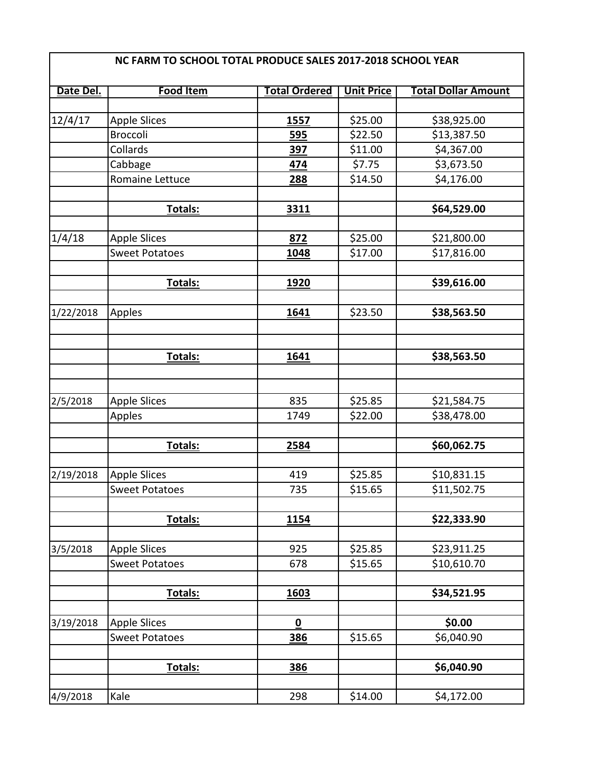| NC FARM TO SCHOOL TOTAL PRODUCE SALES 2017-2018 SCHOOL YEAR | | | | |
|---|---|---|---|---|
| **Date Del.** | **Food Item** | **Total Ordered** | **Unit Price** | **Total Dollar Amount** |
| | | | | |
| 12/4/17 | Apple Slices | **1557** | $25.00 | $38,925.00 |
| | Broccoli | **595** | $22.50 | $13,387.50 |
| | Collards | **397** | $11.00 | $4,367.00 |
| | Cabbage | **474** | $7.75 | $3,673.50 |
| | Romaine Lettuce | **288** | $14.50 | $4,176.00 |
| | | | | |
| | **Totals:** | **3311** | | **$64,529.00** |
| | | | | |
| 1/4/18 | Apple Slices | **872** | $25.00 | $21,800.00 |
| | Sweet Potatoes | **1048** | $17.00 | $17,816.00 |
| | | | | |
| | **Totals:** | **1920** | | **$39,616.00** |
| | | | | |
| 1/22/2018 | Apples | **1641** | $23.50 | **$38,563.50** |
| | | | | |
| | | | | |
| | **Totals:** | **1641** | | **$38,563.50** |
| | | | | |
| | | | | |
| 2/5/2018 | Apple Slices | 835 | $25.85 | $21,584.75 |
| | Apples | 1749 | $22.00 | $38,478.00 |
| | | | | |
| | **Totals:** | **2584** | | **$60,062.75** |
| | | | | |
| 2/19/2018 | Apple Slices | 419 | $25.85 | $10,831.15 |
| | Sweet Potatoes | 735 | $15.65 | $11,502.75 |
| | | | | |
| | **Totals:** | **1154** | | **$22,333.90** |
| | | | | |
| 3/5/2018 | Apple Slices | 925 | $25.85 | $23,911.25 |
| | Sweet Potatoes | 678 | $15.65 | $10,610.70 |
| | | | | |
| | **Totals:** | **1603** | | **$34,521.95** |
| | | | | |
| 3/19/2018 | Apple Slices | **0** | | **$0.00** |
| | Sweet Potatoes | **386** | $15.65 | $6,040.90 |
| | | | | |
| | **Totals:** | **386** | | **$6,040.90** |
| | | | | |
| 4/9/2018 | Kale | 298 | $14.00 | $4,172.00 |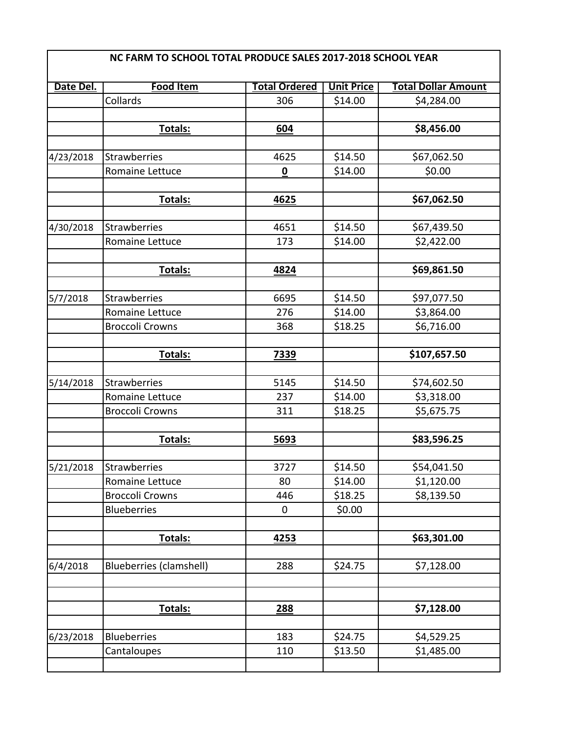| NC FARM TO SCHOOL TOTAL PRODUCE SALES 2017-2018 SCHOOL YEAR | | | | |
|---|---|---|---|---|
| **Date Del.** | **Food Item** | **Total Ordered** | **Unit Price** | **Total Dollar Amount** |
| | Collards | 306 | $14.00 | $4,284.00 |
| | | | | |
| | **Totals:** | **604** | | **$8,456.00** |
| | | | | |
| 4/23/2018 | Strawberries | 4625 | $14.50 | $67,062.50 |
| | Romaine Lettuce | **0** | $14.00 | $0.00 |
| | | | | |
| | **Totals:** | **4625** | | **$67,062.50** |
| | | | | |
| 4/30/2018 | Strawberries | 4651 | $14.50 | $67,439.50 |
| | Romaine Lettuce | 173 | $14.00 | $2,422.00 |
| | | | | |
| | **Totals:** | **4824** | | **$69,861.50** |
| | | | | |
| 5/7/2018 | Strawberries | 6695 | $14.50 | $97,077.50 |
| | Romaine Lettuce | 276 | $14.00 | $3,864.00 |
| | Broccoli Crowns | 368 | $18.25 | $6,716.00 |
| | | | | |
| | **Totals:** | **7339** | | **$107,657.50** |
| | | | | |
| 5/14/2018 | Strawberries | 5145 | $14.50 | $74,602.50 |
| | Romaine Lettuce | 237 | $14.00 | $3,318.00 |
| | Broccoli Crowns | 311 | $18.25 | $5,675.75 |
| | | | | |
| | **Totals:** | **5693** | | **$83,596.25** |
| | | | | |
| 5/21/2018 | Strawberries | 3727 | $14.50 | $54,041.50 |
| | Romaine Lettuce | 80 | $14.00 | $1,120.00 |
| | Broccoli Crowns | 446 | $18.25 | $8,139.50 |
| | Blueberries | 0 | $0.00 | |
| | | | | |
| | **Totals:** | **4253** | | **$63,301.00** |
| | | | | |
| 6/4/2018 | Blueberries (clamshell) | 288 | $24.75 | $7,128.00 |
| | | | | |
| | | | | |
| | **Totals:** | **288** | | **$7,128.00** |
| | | | | |
| 6/23/2018 | Blueberries | 183 | $24.75 | $4,529.25 |
| | Cantaloupes | 110 | $13.50 | $1,485.00 |
| | | | | |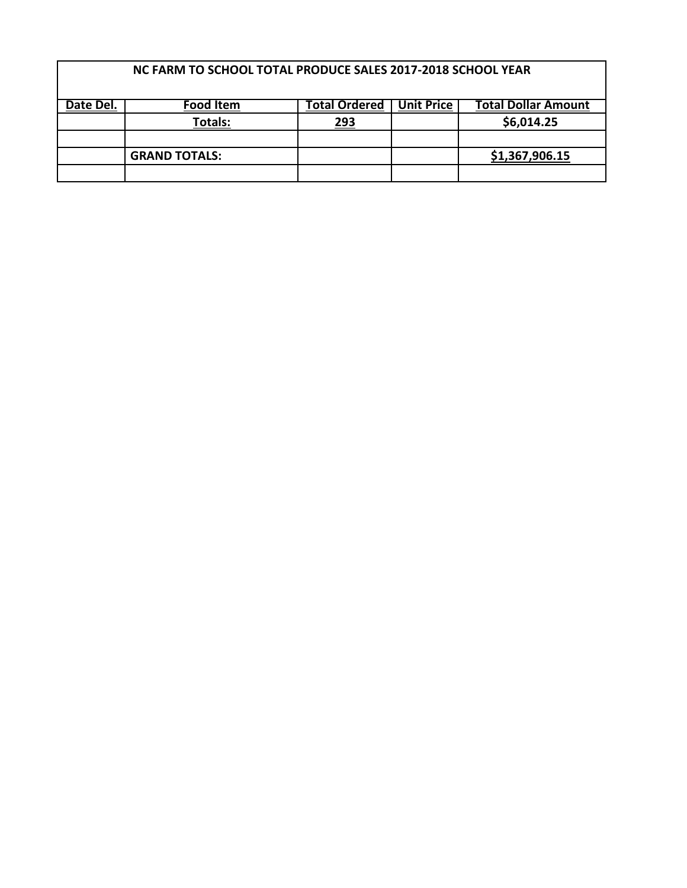| NC FARM TO SCHOOL TOTAL PRODUCE SALES 2017-2018 SCHOOL YEAR | | | | |
|---|---|---|---|---|
| **Date Del.** | **Food Item** | **Total Ordered** | **Unit Price** | **Total Dollar Amount** |
| | **Totals:** | **293** | | **$6,014.25** |
| | | | | |
| | **GRAND TOTALS:** | | | **$1,367,906.15** |
| | | | | |